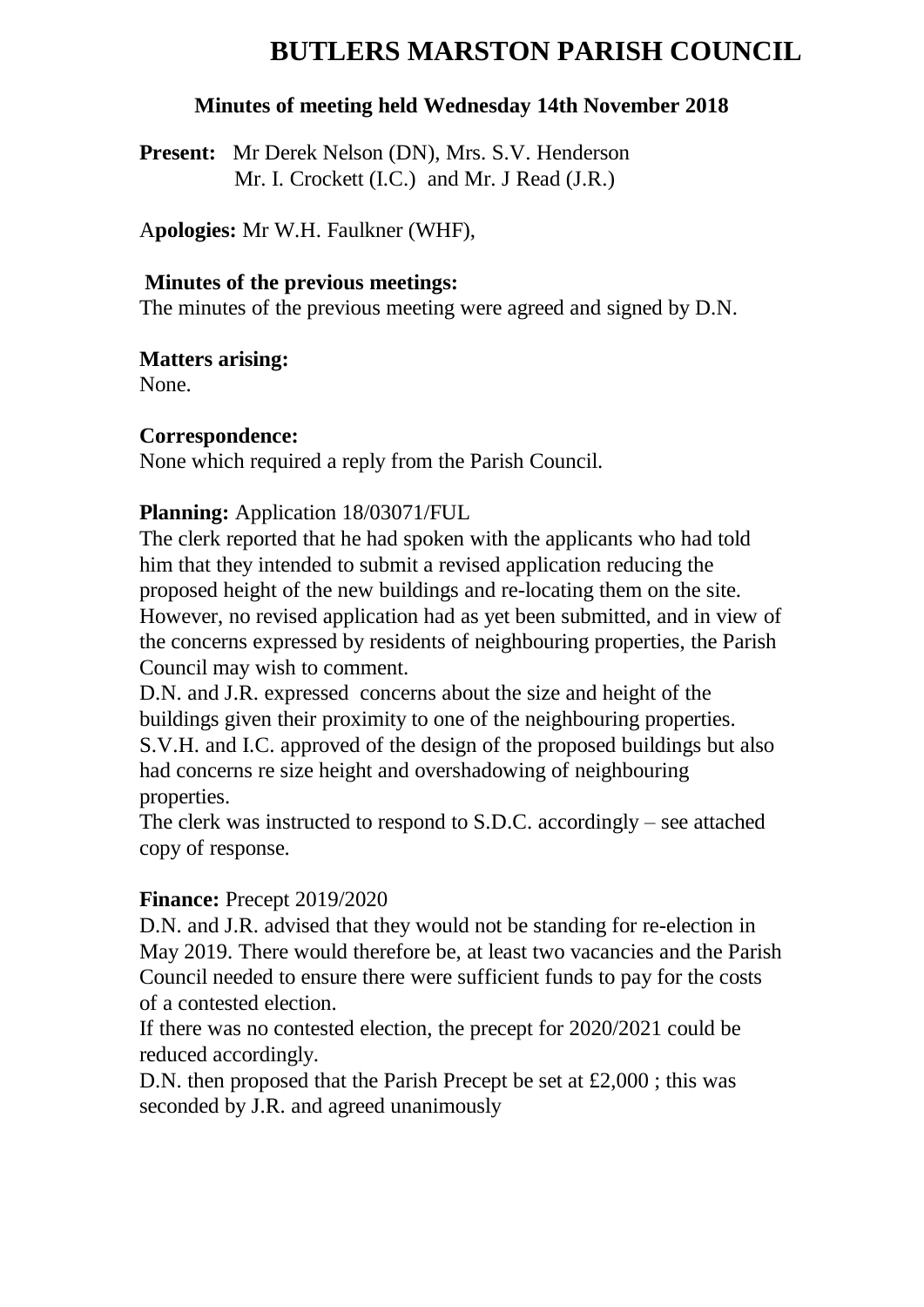# BUTLERS MARSTON PARISH COUNCIL

**Minutes of meeting held Wednesday 14th November 2018**

**Present:** Mr Derek Nelson (DN), Mrs. S.V. Henderson
Mr. I. Crockett (I.C.) and Mr. J Read (J.R.)

A**pologies:** Mr W.H. Faulkner (WHF),

**Minutes of the previous meetings:**
The minutes of the previous meeting were agreed and signed by D.N.

**Matters arising:**
None.

**Correspondence:**
None which required a reply from the Parish Council.

**Planning:** Application 18/03071/FUL
The clerk reported that he had spoken with the applicants who had told him that they intended to submit a revised application reducing the proposed height of the new buildings and re-locating them on the site. However, no revised application had as yet been submitted, and in view of the concerns expressed by residents of neighbouring properties, the Parish Council may wish to comment.
D.N. and J.R. expressed concerns about the size and height of the buildings given their proximity to one of the neighbouring properties.
S.V.H. and I.C. approved of the design of the proposed buildings but also had concerns re size height and overshadowing of neighbouring properties.
The clerk was instructed to respond to S.D.C. accordingly – see attached copy of response.

**Finance:** Precept 2019/2020
D.N. and J.R. advised that they would not be standing for re-election in May 2019. There would therefore be, at least two vacancies and the Parish Council needed to ensure there were sufficient funds to pay for the costs of a contested election.
If there was no contested election, the precept for 2020/2021 could be reduced accordingly.
D.N. then proposed that the Parish Precept be set at £2,000 ; this was seconded by J.R. and agreed unanimously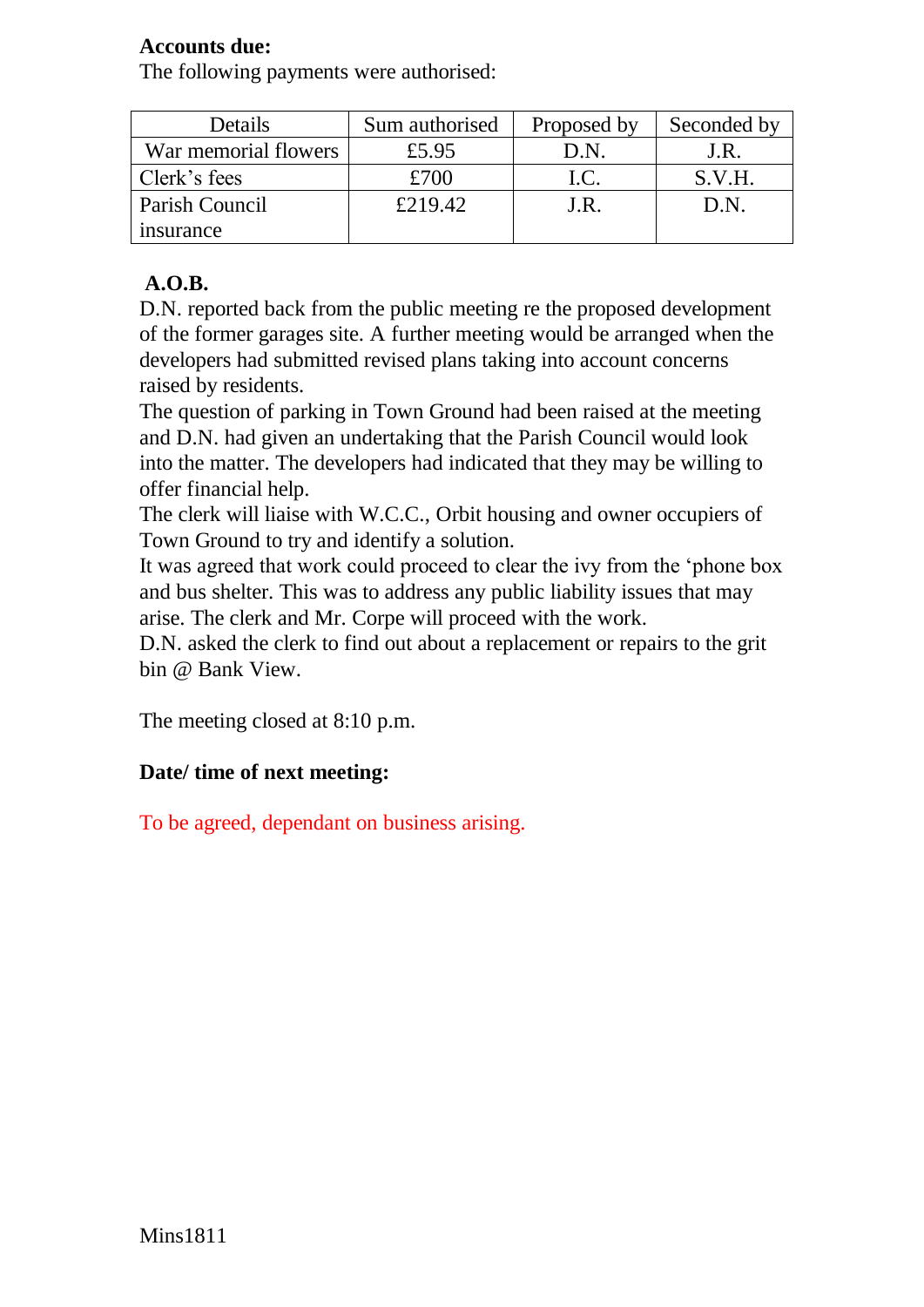**Accounts due:**

The following payments were authorised:

| Details | Sum authorised | Proposed by | Seconded by |
|---|---|---|---|
| War memorial flowers | £5.95 | D.N. | J.R. |
| Clerk's fees | £700 | I.C. | S.V.H. |
| Parish Council insurance | £219.42 | J.R. | D.N. |

**A.O.B.**

D.N. reported back from the public meeting re the proposed development of the former garages site. A further meeting would be arranged when the developers had submitted revised plans taking into account concerns raised by residents.

The question of parking in Town Ground had been raised at the meeting and D.N. had given an undertaking that the Parish Council would look into the matter. The developers had indicated that they may be willing to offer financial help.

The clerk will liaise with W.C.C., Orbit housing and owner occupiers of Town Ground to try and identify a solution.

It was agreed that work could proceed to clear the ivy from the 'phone box and bus shelter. This was to address any public liability issues that may arise. The clerk and Mr. Corpe will proceed with the work.

D.N. asked the clerk to find out about a replacement or repairs to the grit bin @ Bank View.

The meeting closed at 8:10 p.m.

**Date/ time of next meeting:**

To be agreed, dependant on business arising.

Mins1811